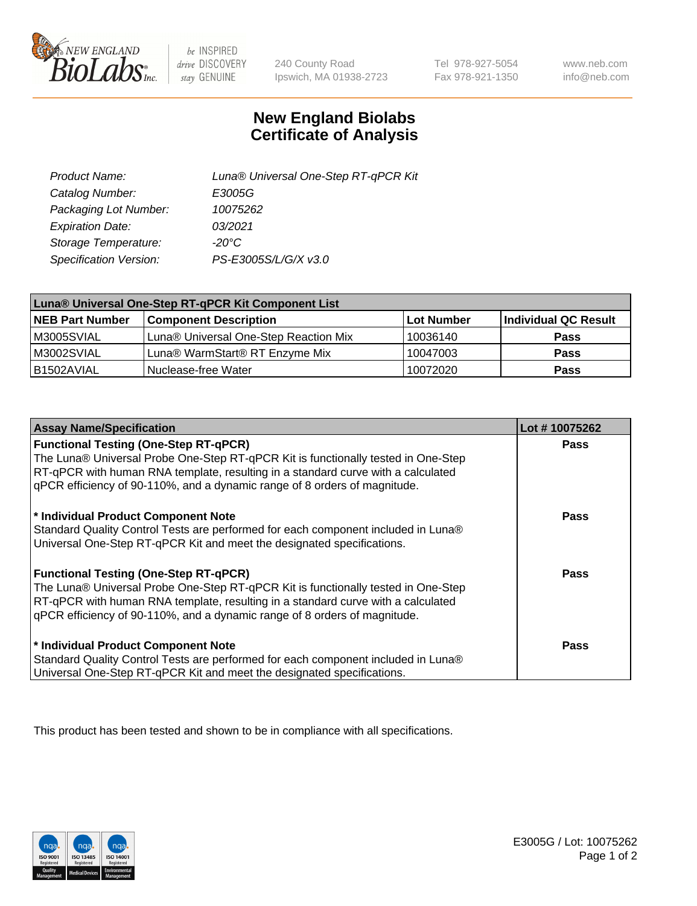240 County Road
Ipswich, MA 01938-2723

Tel 978-927-5054
Fax 978-921-1350

www.neb.com
info@neb.com

# New England Biolabs
# Certificate of Analysis

| | |
|---|---|
| *Product Name:* | *Luna® Universal One-Step RT-qPCR Kit* |
| *Catalog Number:* | *E3005G* |
| *Packaging Lot Number:* | *10075262* |
| *Expiration Date:* | *03/2021* |
| *Storage Temperature:* | *-20°C* |
| *Specification Version:* | *PS-E3005S/L/G/X v3.0* |

| Luna® Universal One-Step RT-qPCR Kit Component List | | | |
|---|---|---|---|
| **NEB Part Number** | **Component Description** | **Lot Number** | **Individual QC Result** |
| M3005SVIAL | Luna® Universal One-Step Reaction Mix | 10036140 | **Pass** |
| M3002SVIAL | Luna® WarmStart® RT Enzyme Mix | 10047003 | **Pass** |
| B1502AVIAL | Nuclease-free Water | 10072020 | **Pass** |

| Assay Name/Specification | Lot # 10075262 |
|---|---|
| **Functional Testing (One-Step RT-qPCR)**<br>The Luna® Universal Probe One-Step RT-qPCR Kit is functionally tested in One-Step RT-qPCR with human RNA template, resulting in a standard curve with a calculated qPCR efficiency of 90-110%, and a dynamic range of 8 orders of magnitude. | **Pass** |
| **\* Individual Product Component Note**<br>Standard Quality Control Tests are performed for each component included in Luna® Universal One-Step RT-qPCR Kit and meet the designated specifications. | **Pass** |
| **Functional Testing (One-Step RT-qPCR)**<br>The Luna® Universal Probe One-Step RT-qPCR Kit is functionally tested in One-Step RT-qPCR with human RNA template, resulting in a standard curve with a calculated qPCR efficiency of 90-110%, and a dynamic range of 8 orders of magnitude. | **Pass** |
| **\* Individual Product Component Note**<br>Standard Quality Control Tests are performed for each component included in Luna® Universal One-Step RT-qPCR Kit and meet the designated specifications. | **Pass** |

This product has been tested and shown to be in compliance with all specifications.

E3005G / Lot: 10075262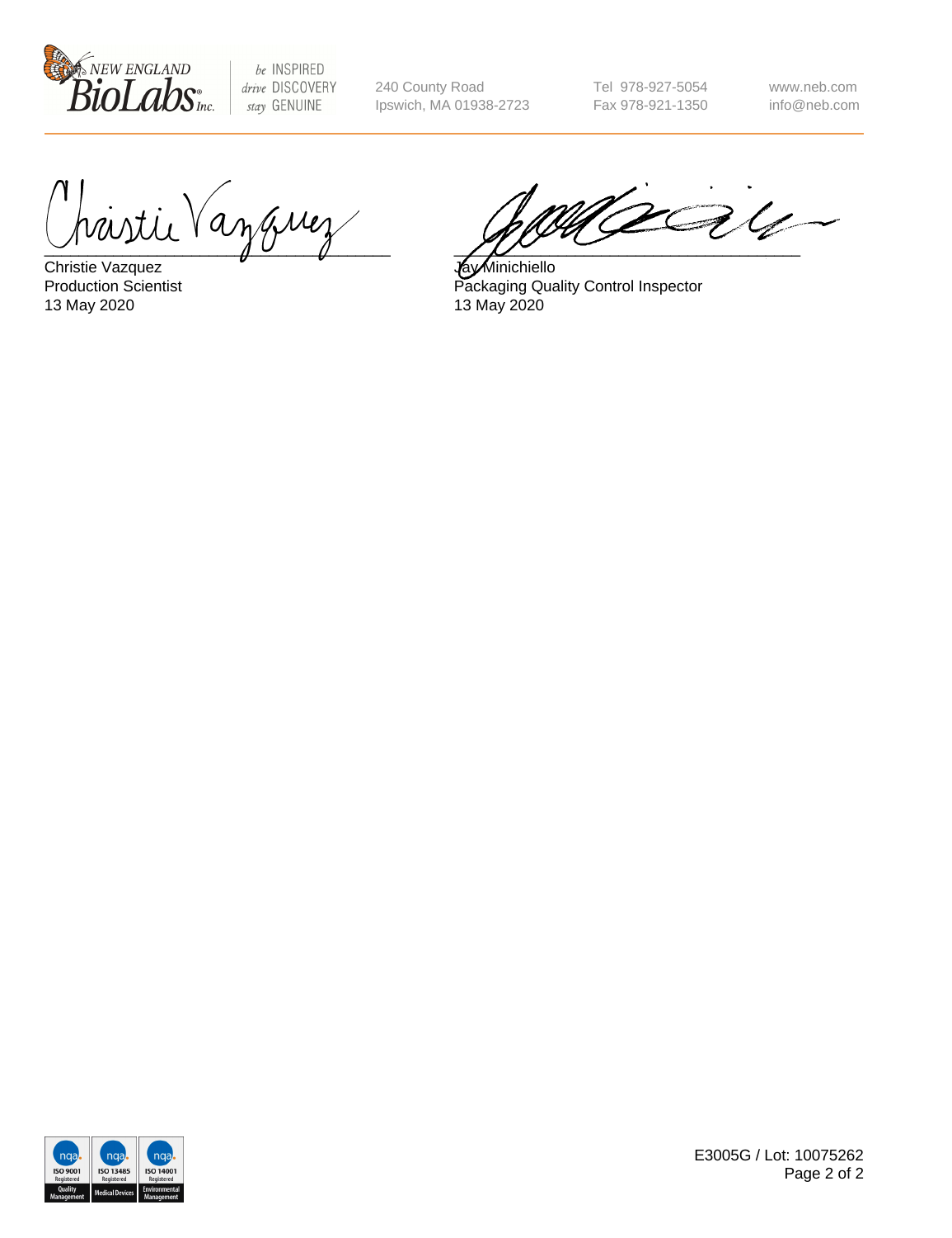NEW ENGLAND BioLabs Inc.

be INSPIRED
drive DISCOVERY
stay GENUINE

240 County Road
Ipswich, MA 01938-2723

Tel 978-927-5054
Fax 978-921-1350

www.neb.com
info@neb.com

Christie Vazquez
Production Scientist
13 May 2020

Jay Minichiello
Packaging Quality Control Inspector
13 May 2020

nqa ISO 9001 Registered Quality Management | nqa ISO 13485 Registered Medical Devices | nqa ISO 14001 Registered Environmental Management

E3005G / Lot: 10075262